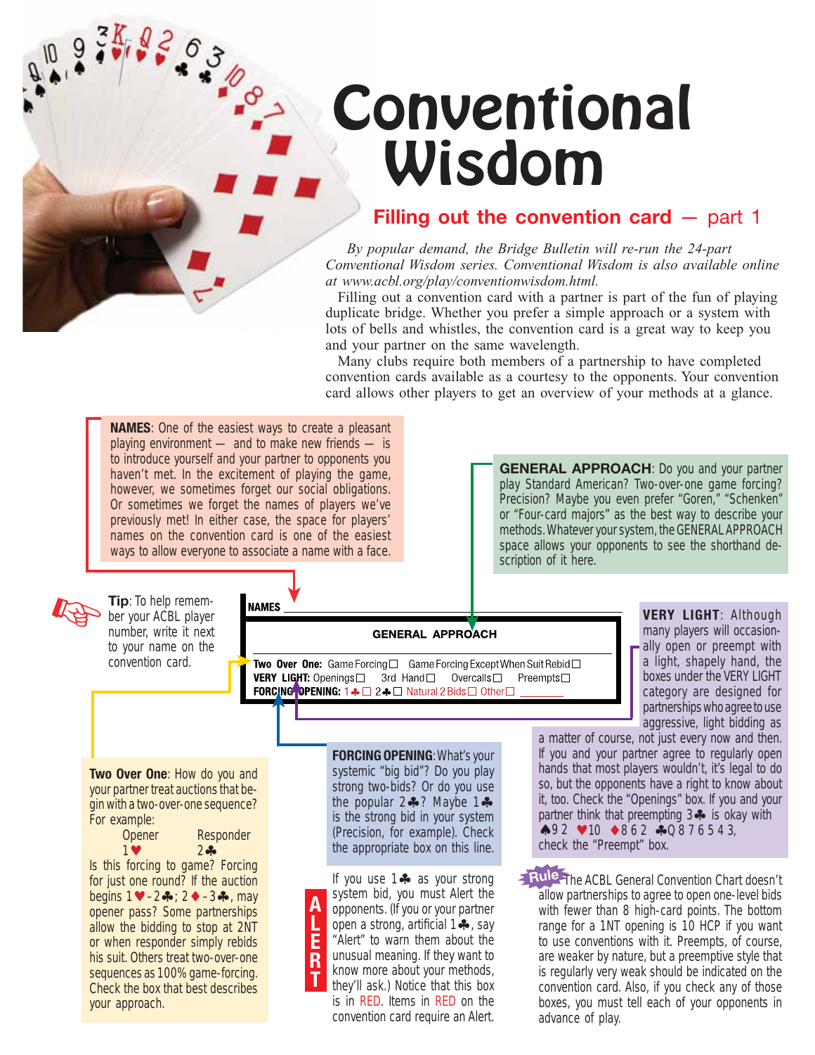# Conventional Wisdom

## Filling out the convention card — part 1

*By popular demand, the Bridge Bulletin will re-run the 24-part Conventional Wisdom series. Conventional Wisdom is also available online at www.acbl.org/play/conventionwisdom.html.*

Filling out a convention card with a partner is part of the fun of playing duplicate bridge. Whether you prefer a simple approach or a system with lots of bells and whistles, the convention card is a great way to keep you and your partner on the same wavelength.

Many clubs require both members of a partnership to have completed convention cards available as a courtesy to the opponents. Your convention card allows other players to get an overview of your methods at a glance.

**NAMES**: One of the easiest ways to create a pleasant playing environment — and to make new friends — is to introduce yourself and your partner to opponents you haven't met. In the excitement of playing the game, however, we sometimes forget our social obligations. Or sometimes we forget the names of players we've previously met! In either case, the space for players' names on the convention card is one of the easiest ways to allow everyone to associate a name with a face.

**GENERAL APPROACH**: Do you and your partner play Standard American? Two-over-one game forcing? Precision? Maybe you even prefer "Goren," "Schenken" or "Four-card majors" as the best way to describe your methods. Whatever your system, the GENERAL APPROACH space allows your opponents to see the shorthand description of it here.

**Tip**: To help remember your ACBL player number, write it next to your name on the convention card.

**NAMES** \_\_\_\_\_\_\_\_\_\_

**GENERAL APPROACH**

**Two Over One:** Game Forcing ☐ Game Forcing Except When Suit Rebid ☐
**VERY LIGHT:** Openings ☐ 3rd Hand ☐ Overcalls ☐ Preempts ☐
**FORCING OPENING:** 1♣ ☐ 2♣ ☐ Natural 2 Bids ☐ Other ☐ \_\_\_\_\_\_

**VERY LIGHT**: Although many players will occasionally open or preempt with a light, shapely hand, the boxes under the VERY LIGHT category are designed for partnerships who agree to use aggressive, light bidding as a matter of course, not just every now and then. If you and your partner agree to regularly open hands that most players wouldn't, it's legal to do so, but the opponents have a right to know about it, too. Check the "Openings" box. If you and your partner think that preempting 3♣ is okay with ♠9 2 ♥10 ♦8 6 2 ♣Q 8 7 6 5 4 3, check the "Preempt" box.

**Two Over One**: How do you and your partner treat auctions that begin with a two-over-one sequence? For example:

| Opener | Responder |
|---|---|
| 1♥ | 2♣ |

Is this forcing to game? Forcing for just one round? If the auction begins 1♥ – 2♣; 2♦ – 3♣, may opener pass? Some partnerships allow the bidding to stop at 2NT or when responder simply rebids his suit. Others treat two-over-one sequences as 100% game-forcing. Check the box that best describes your approach.

**FORCING OPENING**: What's your systemic "big bid"? Do you play strong two-bids? Or do you use the popular 2♣? Maybe 1♣ is the strong bid in your system (Precision, for example). Check the appropriate box on this line.

**ALERT** If you use 1♣ as your strong system bid, you must Alert the opponents. (If you or your partner open a strong, artificial 1♣, say "Alert" to warn them about the unusual meaning. If they want to know more about your methods, they'll ask.) Notice that this box is in RED. Items in RED on the convention card require an Alert.

**Rule** The ACBL General Convention Chart doesn't allow partnerships to agree to open one-level bids with fewer than 8 high-card points. The bottom range for a 1NT opening is 10 HCP if you want to use conventions with it. Preempts, of course, are weaker by nature, but a preemptive style that is regularly very weak should be indicated on the convention card. Also, if you check any of those boxes, you must tell each of your opponents in advance of play.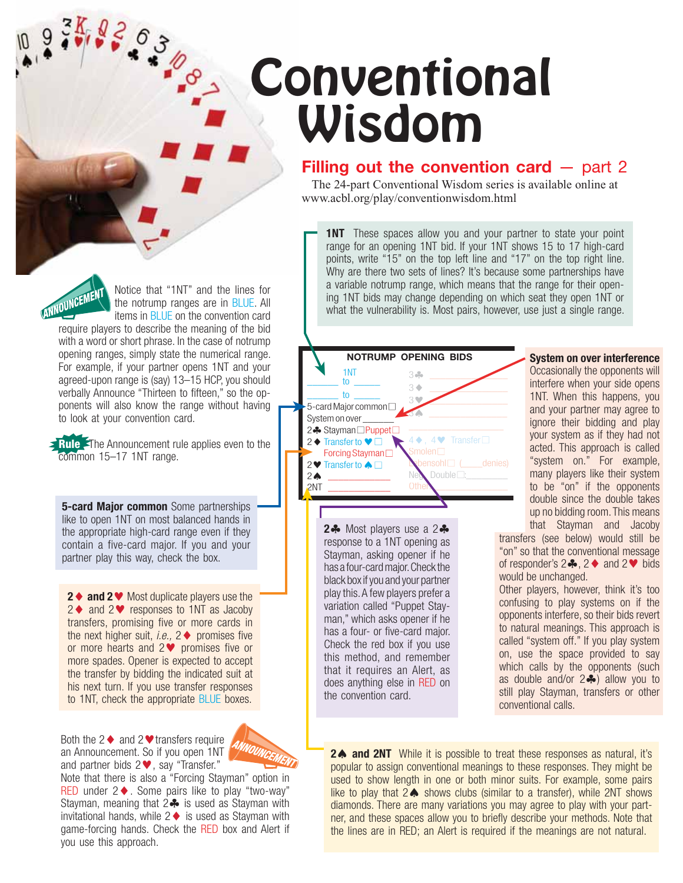# Conventional Wisdom

## Filling out the convention card — part 2

The 24-part Conventional Wisdom series is available online at www.acbl.org/play/conventionwisdom.html

**1NT** These spaces allow you and your partner to state your point range for an opening 1NT bid. If your 1NT shows 15 to 17 high-card points, write "15" on the top left line and "17" on the top right line. Why are there two sets of lines? It's because some partnerships have a variable notrump range, which means that the range for their opening 1NT bids may change depending on which seat they open 1NT or what the vulnerability is. Most pairs, however, use just a single range.

ANNOUNCEMENT Notice that "1NT" and the lines for the notrump ranges are in BLUE. All items in BLUE on the convention card require players to describe the meaning of the bid with a word or short phrase. In the case of notrump opening ranges, simply state the numerical range. For example, if your partner opens 1NT and your agreed-upon range is (say) 13–15 HCP, you should verbally Announce "Thirteen to fifteen," so the opponents will also know the range without having to look at your convention card.

**Rule** The Announcement rule applies even to the common 15–17 1NT range.

**NOTRUMP OPENING BIDS**

| | |
|---|---|
| 1NT ____ to ____ | 3♣ ____ |
| ____ to ____ | 3♦ ____ |
| 5-card Major common ☐ | 3♥ ____ |
| System on over ____ | 3♠ ____ |
| 2♣ Stayman ☐ Puppet ☐ | |
| 2♦ Transfer to ♥ ☐ | 4♦, 4♥ Transfer ☐ |
| Forcing Stayman ☐ | Smolen ☐ |
| 2♥ Transfer to ♠ ☐ | Lebensohl ☐ (____ denies) |
| 2♠ ____ | Neg. Double ☐: ____ |
| 2NT ____ | Other ____ |

**System on over interference** Occasionally the opponents will interfere when your side opens 1NT. When this happens, you and your partner may agree to ignore their bidding and play your system as if they had not acted. This approach is called "system on." For example, many players like their system to be "on" if the opponents double since the double takes up no bidding room. This means that Stayman and Jacoby transfers (see below) would still be "on" so that the conventional message of responder's 2♣, 2♦ and 2♥ bids would be unchanged.

Other players, however, think it's too confusing to play systems on if the opponents interfere, so their bids revert to natural meanings. This approach is called "system off." If you play system on, use the space provided to say which calls by the opponents (such as double and/or 2♣) allow you to still play Stayman, transfers or other conventional calls.

**5-card Major common** Some partnerships like to open 1NT on most balanced hands in the appropriate high-card range even if they contain a five-card major. If you and your partner play this way, check the box.

**2♣** Most players use a 2♣ response to a 1NT opening as Stayman, asking opener if he has a four-card major. Check the black box if you and your partner play this. A few players prefer a variation called "Puppet Stayman," which asks opener if he has a four- or five-card major. Check the red box if you use this method, and remember that it requires an Alert, as does anything else in RED on the convention card.

**2♦ and 2♥** Most duplicate players use the 2♦ and 2♥ responses to 1NT as Jacoby transfers, promising five or more cards in the next higher suit, *i.e.,* 2♦ promises five or more hearts and 2♥ promises five or more spades. Opener is expected to accept the transfer by bidding the indicated suit at his next turn. If you use transfer responses to 1NT, check the appropriate BLUE boxes.

ANNOUNCEMENT Both the 2♦ and 2♥ transfers require an Announcement. So if you open 1NT and partner bids 2♥, say "Transfer."

Note that there is also a "Forcing Stayman" option in RED under 2♦. Some pairs like to play "two-way" Stayman, meaning that 2♣ is used as Stayman with invitational hands, while 2♦ is used as Stayman with game-forcing hands. Check the RED box and Alert if you use this approach.

**2♠ and 2NT** While it is possible to treat these responses as natural, it's popular to assign conventional meanings to these responses. They might be used to show length in one or both minor suits. For example, some pairs like to play that 2♠ shows clubs (similar to a transfer), while 2NT shows diamonds. There are many variations you may agree to play with your partner, and these spaces allow you to briefly describe your methods. Note that the lines are in RED; an Alert is required if the meanings are not natural.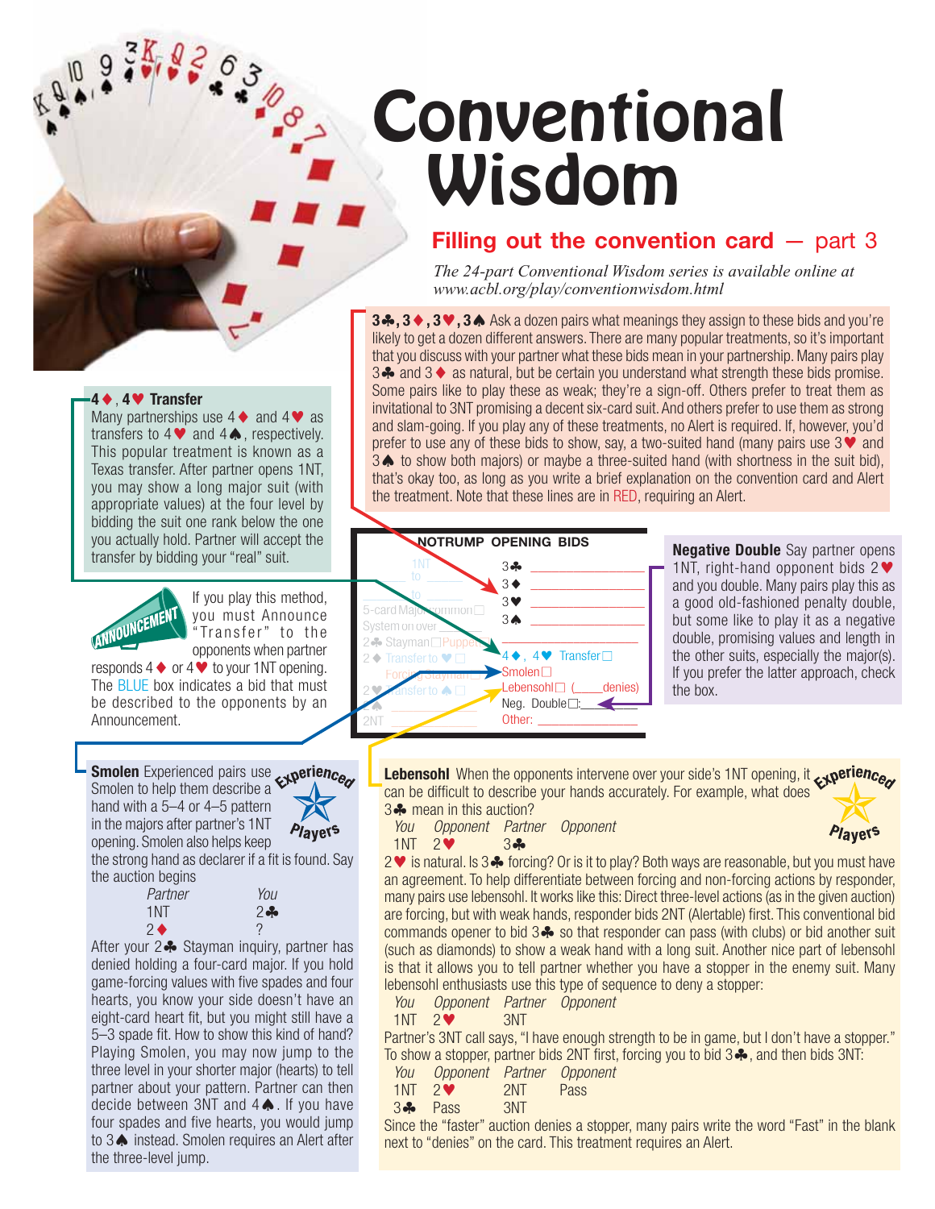# Conventional Wisdom

## Filling out the convention card — part 3

*The 24-part Conventional Wisdom series is available online at www.acbl.org/play/conventionwisdom.html*

**3♣, 3♦, 3♥, 3♠** Ask a dozen pairs what meanings they assign to these bids and you're likely to get a dozen different answers. There are many popular treatments, so it's important that you discuss with your partner what these bids mean in your partnership. Many pairs play 3♣ and 3♦ as natural, but be certain you understand what strength these bids promise. Some pairs like to play these as weak; they're a sign-off. Others prefer to treat them as invitational to 3NT promising a decent six-card suit. And others prefer to use them as strong and slam-going. If you play any of these treatments, no Alert is required. If, however, you'd prefer to use any of these bids to show, say, a two-suited hand (many pairs use 3♥ and 3♠ to show both majors) or maybe a three-suited hand (with shortness in the suit bid), that's okay too, as long as you write a brief explanation on the convention card and Alert the treatment. Note that these lines are in RED, requiring an Alert.

**4♦, 4♥ Transfer**
Many partnerships use 4♦ and 4♥ as transfers to 4♥ and 4♠, respectively. This popular treatment is known as a Texas transfer. After partner opens 1NT, you may show a long major suit (with appropriate values) at the four level by bidding the suit one rank below the one you actually hold. Partner will accept the transfer by bidding your "real" suit.

ANNOUNCEMENT

If you play this method, you must Announce "Transfer" to the opponents when partner responds 4♦ or 4♥ to your 1NT opening. The BLUE box indicates a bid that must be described to the opponents by an Announcement.

NOTRUMP OPENING BIDS

1NT to ___ to ___
5-card Major common ☐
System on over ___
2♣ Stayman ☐ Puppet ☐
2♦ Transfer to ♥ ☐
Forcing Stayman ☐
2♥ Transfer to ♠ ☐
2♠ ___
2NT ___

3♣ ___
3♦ ___
3♥ ___
3♠ ___
4♦, 4♥ Transfer ☐
Smolen ☐
Lebensohl ☐ (___denies)
Neg. Double ☐: ___
Other: ___

**Negative Double** Say partner opens 1NT, right-hand opponent bids 2♥ and you double. Many pairs play this as a good old-fashioned penalty double, but some like to play it as a negative double, promising values and length in the other suits, especially the major(s). If you prefer the latter approach, check the box.

**Smolen** Experienced pairs use Smolen to help them describe a hand with a 5–4 or 4–5 pattern in the majors after partner's 1NT opening. Smolen also helps keep the strong hand as declarer if a fit is found. Say the auction begins

| *Partner* | *You* |
|---|---|
| 1NT | 2♣ |
| 2♦ | ? |

After your 2♣ Stayman inquiry, partner has denied holding a four-card major. If you hold game-forcing values with five spades and four hearts, you know your side doesn't have an eight-card heart fit, but you might still have a 5–3 spade fit. How to show this kind of hand? Playing Smolen, you may now jump to the three level in your shorter major (hearts) to tell partner about your pattern. Partner can then decide between 3NT and 4♠. If you have four spades and five hearts, you would jump to 3♠ instead. Smolen requires an Alert after the three-level jump.

Experienced Players

**Lebensohl** When the opponents intervene over your side's 1NT opening, it can be difficult to describe your hands accurately. For example, what does 3♣ mean in this auction?

| *You* | *Opponent* | *Partner* | *Opponent* |
|---|---|---|---|
| 1NT | 2♥ | 3♣ | |

2♥ is natural. Is 3♣ forcing? Or is it to play? Both ways are reasonable, but you must have an agreement. To help differentiate between forcing and non-forcing actions by responder, many pairs use lebensohl. It works like this: Direct three-level actions (as in the given auction) are forcing, but with weak hands, responder bids 2NT (Alertable) first. This conventional bid commands opener to bid 3♣ so that responder can pass (with clubs) or bid another suit (such as diamonds) to show a weak hand with a long suit. Another nice part of lebensohl is that it allows you to tell partner whether you have a stopper in the enemy suit. Many lebensohl enthusiasts use this type of sequence to deny a stopper:

| *You* | *Opponent* | *Partner* | *Opponent* |
|---|---|---|---|
| 1NT | 2♥ | 3NT | |

Partner's 3NT call says, "I have enough strength to be in game, but I don't have a stopper." To show a stopper, partner bids 2NT first, forcing you to bid 3♣, and then bids 3NT:

| *You* | *Opponent* | *Partner* | *Opponent* |
|---|---|---|---|
| 1NT | 2♥ | 2NT | Pass |
| 3♣ | Pass | 3NT | |

Since the "faster" auction denies a stopper, many pairs write the word "Fast" in the blank next to "denies" on the card. This treatment requires an Alert.

Experienced Players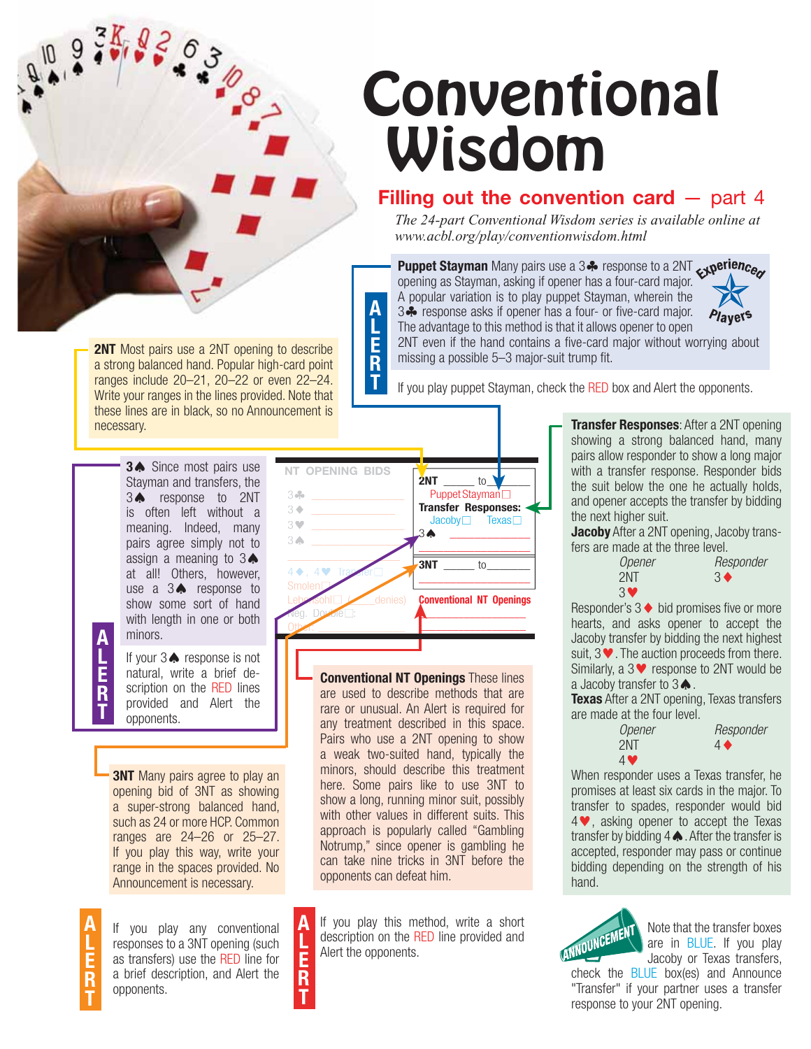# Conventional Wisdom

## Filling out the convention card — part 4

*The 24-part Conventional Wisdom series is available online at www.acbl.org/play/conventionwisdom.html*

**2NT** Most pairs use a 2NT opening to describe a strong balanced hand. Popular high-card point ranges include 20–21, 20–22 or even 22–24. Write your ranges in the lines provided. Note that these lines are in black, so no Announcement is necessary.

**Puppet Stayman** Many pairs use a 3♣ response to a 2NT opening as Stayman, asking if opener has a four-card major. A popular variation is to play puppet Stayman, wherein the 3♣ response asks if opener has a four- or five-card major. The advantage to this method is that it allows opener to open 2NT even if the hand contains a five-card major without worrying about missing a possible 5–3 major-suit trump fit.

Experienced Players

**ALERT** If you play puppet Stayman, check the RED box and Alert the opponents.

**3♠** Since most pairs use Stayman and transfers, the 3♠ response to 2NT is often left without a meaning. Indeed, many pairs agree simply not to assign a meaning to 3♠ at all! Others, however, use a 3♠ response to show some sort of hand with length in one or both minors.

**ALERT** If your 3♠ response is not natural, write a brief description on the RED lines provided and Alert the opponents.

NT OPENING BIDS

3♣ ______
3♦ ______
3♥ ______
3♠ ______
4♦, 4♥ Transfer☐
Smolen☐
Lebensohl☐ (___denies)
Neg. Double☐: ______
Other: ______

2NT _____ to______
Puppet Stayman☐
Transfer Responses: Jacoby☐ Texas☐
3♠ ______
3NT _____ to______
Conventional NT Openings ______

**Transfer Responses**: After a 2NT opening showing a strong balanced hand, many pairs allow responder to show a long major with a transfer response. Responder bids the suit below the one he actually holds, and opener accepts the transfer by bidding the next higher suit.

**Jacoby** After a 2NT opening, Jacoby transfers are made at the three level.

| Opener | Responder |
|---|---|
| 2NT | 3♦ |
| 3♥ | |

Responder's 3♦ bid promises five or more hearts, and asks opener to accept the Jacoby transfer by bidding the next highest suit, 3♥. The auction proceeds from there. Similarly, a 3♥ response to 2NT would be a Jacoby transfer to 3♠.

**Texas** After a 2NT opening, Texas transfers are made at the four level.

| Opener | Responder |
|---|---|
| 2NT | 4♦ |
| 4♥ | |

When responder uses a Texas transfer, he promises at least six cards in the major. To transfer to spades, responder would bid 4♥, asking opener to accept the Texas transfer by bidding 4♠. After the transfer is accepted, responder may pass or continue bidding depending on the strength of his hand.

**3NT** Many pairs agree to play an opening bid of 3NT as showing a super-strong balanced hand, such as 24 or more HCP. Common ranges are 24–26 or 25–27. If you play this way, write your range in the spaces provided. No Announcement is necessary.

**ALERT** If you play any conventional responses to a 3NT opening (such as transfers) use the RED line for a brief description, and Alert the opponents.

**Conventional NT Openings** These lines are used to describe methods that are rare or unusual. An Alert is required for any treatment described in this space. Pairs who use a 2NT opening to show a weak two-suited hand, typically the minors, should describe this treatment here. Some pairs like to use 3NT to show a long, running minor suit, possibly with other values in different suits. This approach is popularly called "Gambling Notrump," since opener is gambling he can take nine tricks in 3NT before the opponents can defeat him.

**ALERT** If you play this method, write a short description on the RED line provided and Alert the opponents.

**ANNOUNCEMENT** Note that the transfer boxes are in BLUE. If you play Jacoby or Texas transfers, check the BLUE box(es) and Announce "Transfer" if your partner uses a transfer response to your 2NT opening.